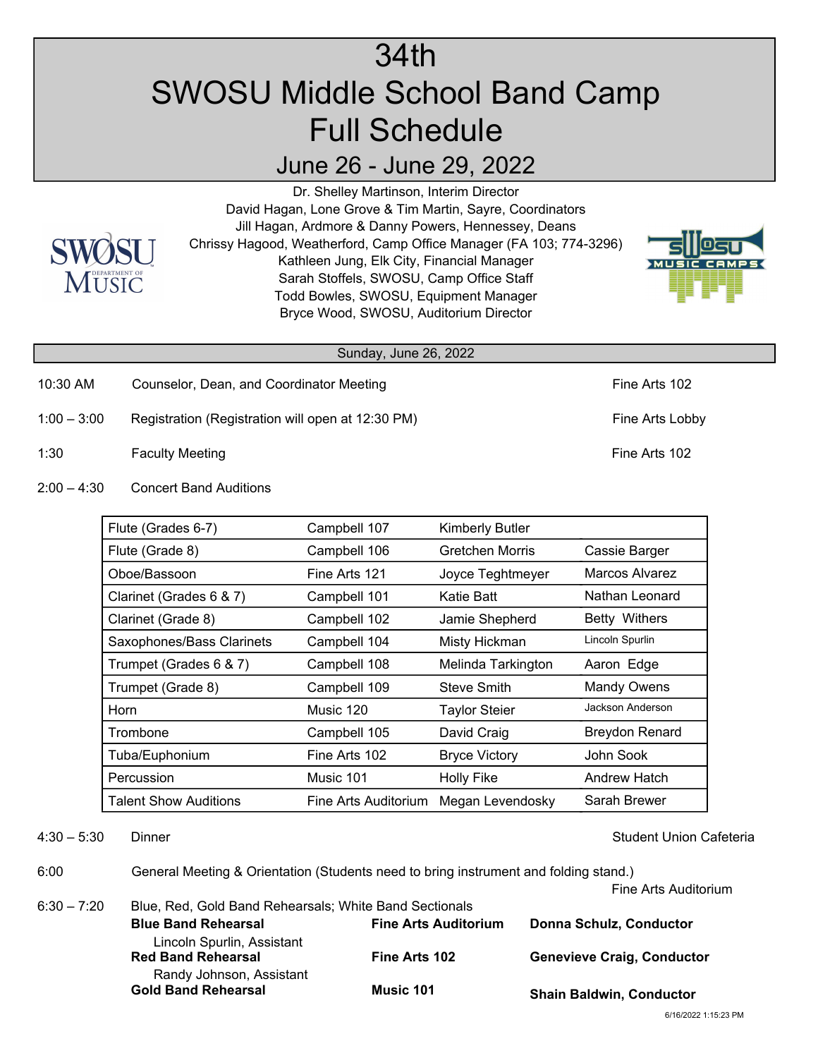# 34th SWOSU Middle School Band Camp Full Schedule

## June 26 - June 29, 2022

Dr. Shelley Martinson, Interim Director
David Hagan, Lone Grove & Tim Martin, Sayre, Coordinators
Jill Hagan, Ardmore & Danny Powers, Hennessey, Deans
Chrissy Hagood, Weatherford, Camp Office Manager (FA 103; 774-3296)
Kathleen Jung, Elk City, Financial Manager
Sarah Stoffels, SWOSU, Camp Office Staff
Todd Bowles, SWOSU, Equipment Manager
Bryce Wood, SWOSU, Auditorium Director

### Sunday, June 26, 2022

| Time | Event | Location |
|---|---|---|
| 10:30 AM | Counselor, Dean, and Coordinator Meeting | Fine Arts 102 |
| 1:00 – 3:00 | Registration (Registration will open at 12:30 PM) | Fine Arts Lobby |
| 1:30 | Faculty Meeting | Fine Arts 102 |
| 2:00 – 4:30 | Concert Band Auditions | |

| Section | Room | Auditioner | Auditioner |
|---|---|---|---|
| Flute (Grades 6-7) | Campbell 107 | Kimberly Butler | |
| Flute (Grade 8) | Campbell 106 | Gretchen Morris | Cassie Barger |
| Oboe/Bassoon | Fine Arts 121 | Joyce Teghtmeyer | Marcos Alvarez |
| Clarinet (Grades 6 & 7) | Campbell 101 | Katie Batt | Nathan Leonard |
| Clarinet (Grade 8) | Campbell 102 | Jamie Shepherd | Betty Withers |
| Saxophones/Bass Clarinets | Campbell 104 | Misty Hickman | Lincoln Spurlin |
| Trumpet (Grades 6 & 7) | Campbell 108 | Melinda Tarkington | Aaron Edge |
| Trumpet (Grade 8) | Campbell 109 | Steve Smith | Mandy Owens |
| Horn | Music 120 | Taylor Steier | Jackson Anderson |
| Trombone | Campbell 105 | David Craig | Breydon Renard |
| Tuba/Euphonium | Fine Arts 102 | Bryce Victory | John Sook |
| Percussion | Music 101 | Holly Fike | Andrew Hatch |
| Talent Show Auditions | Fine Arts Auditorium | Megan Levendosky | Sarah Brewer |

| Time | Event | Location |
|---|---|---|
| 4:30 – 5:30 | Dinner | Student Union Cafeteria |
| 6:00 | General Meeting & Orientation (Students need to bring instrument and folding stand.) | Fine Arts Auditorium |
| 6:30 – 7:20 | Blue, Red, Gold Band Rehearsals; White Band Sectionals | |

| Rehearsal | Location | Conductor |
|---|---|---|
| **Blue Band Rehearsal** (Lincoln Spurlin, Assistant) | **Fine Arts Auditorium** | **Donna Schulz, Conductor** |
| **Red Band Rehearsal** (Randy Johnson, Assistant) | **Fine Arts 102** | **Genevieve Craig, Conductor** |
| **Gold Band Rehearsal** | **Music 101** | **Shain Baldwin, Conductor** |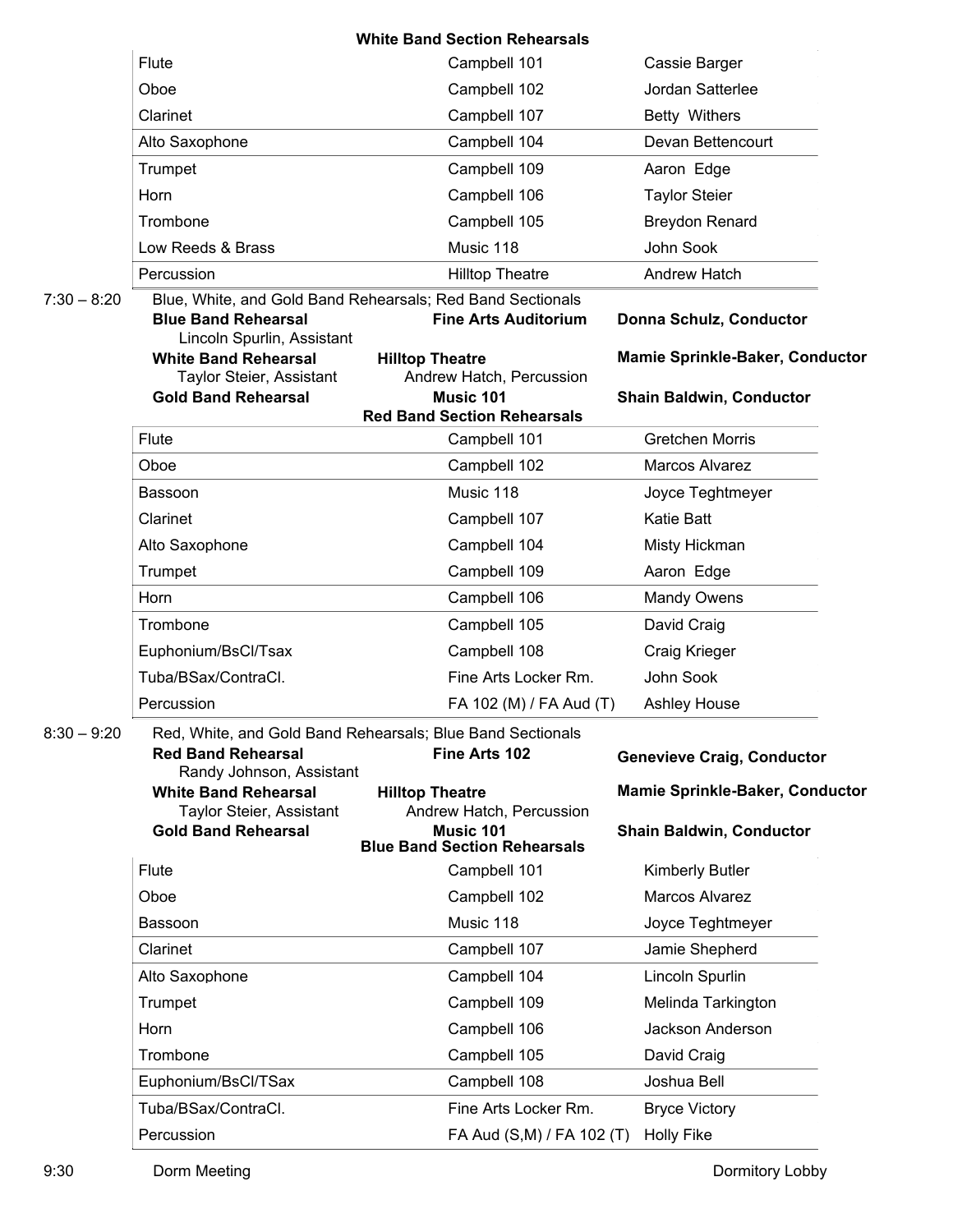**White Band Section Rehearsals**

| | | |
|---|---|---|
| Flute | Campbell 101 | Cassie Barger |
| Oboe | Campbell 102 | Jordan Satterlee |
| Clarinet | Campbell 107 | Betty Withers |
| Alto Saxophone | Campbell 104 | Devan Bettencourt |
| Trumpet | Campbell 109 | Aaron Edge |
| Horn | Campbell 106 | Taylor Steier |
| Trombone | Campbell 105 | Breydon Renard |
| Low Reeds & Brass | Music 118 | John Sook |
| Percussion | Hilltop Theatre | Andrew Hatch |

**7:30 – 8:20** Blue, White, and Gold Band Rehearsals; Red Band Sectionals

**Blue Band Rehearsal** — **Fine Arts Auditorium** — **Donna Schulz, Conductor**
Lincoln Spurlin, Assistant

**White Band Rehearsal** — **Hilltop Theatre** — **Mamie Sprinkle-Baker, Conductor**
Taylor Steier, Assistant — Andrew Hatch, Percussion

**Gold Band Rehearsal** — **Music 101** — **Shain Baldwin, Conductor**

**Red Band Section Rehearsals**

| | | |
|---|---|---|
| Flute | Campbell 101 | Gretchen Morris |
| Oboe | Campbell 102 | Marcos Alvarez |
| Bassoon | Music 118 | Joyce Teghtmeyer |
| Clarinet | Campbell 107 | Katie Batt |
| Alto Saxophone | Campbell 104 | Misty Hickman |
| Trumpet | Campbell 109 | Aaron Edge |
| Horn | Campbell 106 | Mandy Owens |
| Trombone | Campbell 105 | David Craig |
| Euphonium/BsCl/Tsax | Campbell 108 | Craig Krieger |
| Tuba/BSax/ContraCl. | Fine Arts Locker Rm. | John Sook |
| Percussion | FA 102 (M) / FA Aud (T) | Ashley House |

**8:30 – 9:20** Red, White, and Gold Band Rehearsals; Blue Band Sectionals

**Red Band Rehearsal** — **Fine Arts 102** — **Genevieve Craig, Conductor**
Randy Johnson, Assistant

**White Band Rehearsal** — **Hilltop Theatre** — **Mamie Sprinkle-Baker, Conductor**
Taylor Steier, Assistant — Andrew Hatch, Percussion

**Gold Band Rehearsal** — **Music 101** — **Shain Baldwin, Conductor**

**Blue Band Section Rehearsals**

| | | |
|---|---|---|
| Flute | Campbell 101 | Kimberly Butler |
| Oboe | Campbell 102 | Marcos Alvarez |
| Bassoon | Music 118 | Joyce Teghtmeyer |
| Clarinet | Campbell 107 | Jamie Shepherd |
| Alto Saxophone | Campbell 104 | Lincoln Spurlin |
| Trumpet | Campbell 109 | Melinda Tarkington |
| Horn | Campbell 106 | Jackson Anderson |
| Trombone | Campbell 105 | David Craig |
| Euphonium/BsCl/TSax | Campbell 108 | Joshua Bell |
| Tuba/BSax/ContraCl. | Fine Arts Locker Rm. | Bryce Victory |
| Percussion | FA Aud (S,M) / FA 102 (T) | Holly Fike |

**9:30** Dorm Meeting — Dormitory Lobby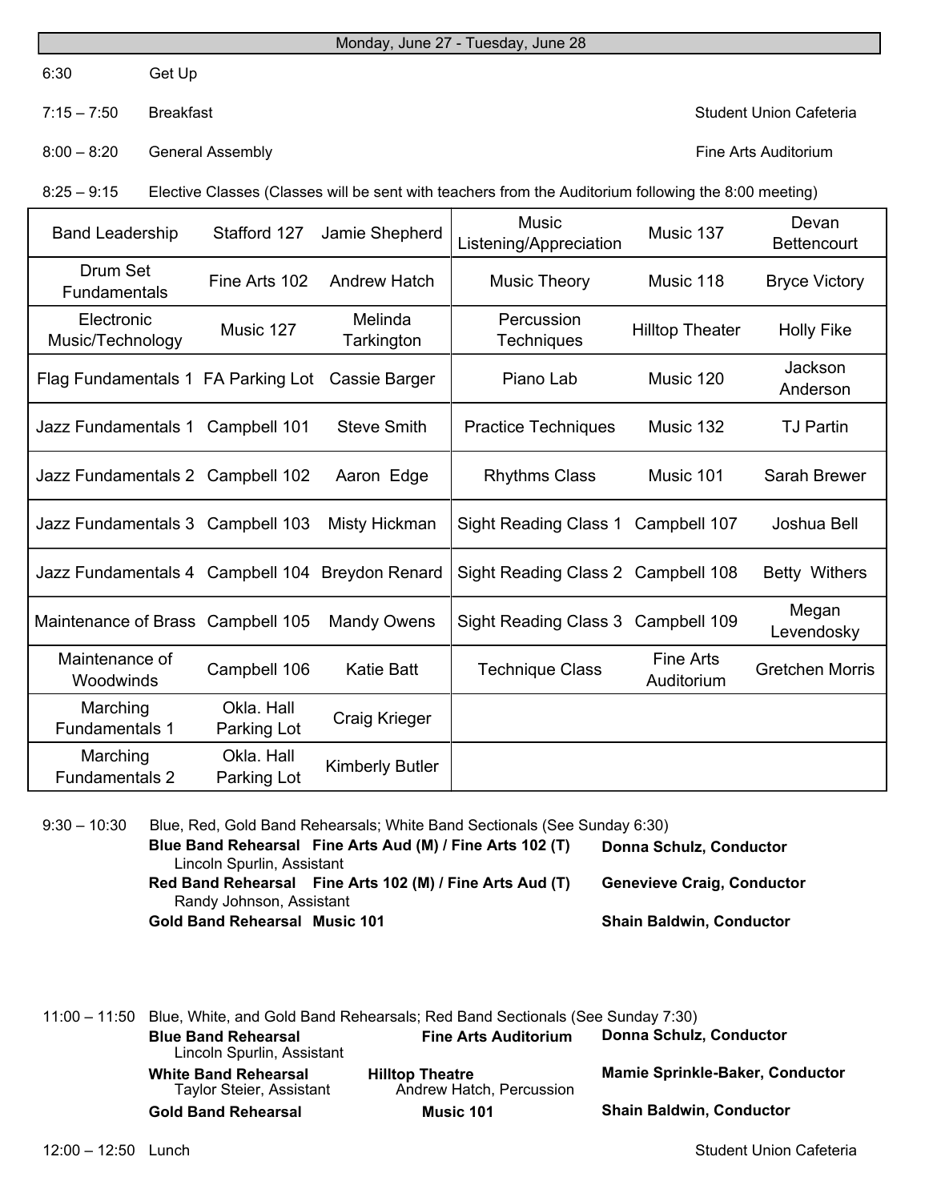## Monday, June 27 - Tuesday, June 28

6:30 Get Up

7:15 – 7:50 Breakfast — Student Union Cafeteria

8:00 – 8:20 General Assembly — Fine Arts Auditorium

8:25 – 9:15 Elective Classes (Classes will be sent with teachers from the Auditorium following the 8:00 meeting)

| Class | Location | Teacher | Class | Location | Teacher |
|---|---|---|---|---|---|
| Band Leadership | Stafford 127 | Jamie Shepherd | Music Listening/Appreciation | Music 137 | Devan Bettencourt |
| Drum Set Fundamentals | Fine Arts 102 | Andrew Hatch | Music Theory | Music 118 | Bryce Victory |
| Electronic Music/Technology | Music 127 | Melinda Tarkington | Percussion Techniques | Hilltop Theater | Holly Fike |
| Flag Fundamentals 1 | FA Parking Lot | Cassie Barger | Piano Lab | Music 120 | Jackson Anderson |
| Jazz Fundamentals 1 | Campbell 101 | Steve Smith | Practice Techniques | Music 132 | TJ Partin |
| Jazz Fundamentals 2 | Campbell 102 | Aaron Edge | Rhythms Class | Music 101 | Sarah Brewer |
| Jazz Fundamentals 3 | Campbell 103 | Misty Hickman | Sight Reading Class 1 | Campbell 107 | Joshua Bell |
| Jazz Fundamentals 4 | Campbell 104 | Breydon Renard | Sight Reading Class 2 | Campbell 108 | Betty Withers |
| Maintenance of Brass | Campbell 105 | Mandy Owens | Sight Reading Class 3 | Campbell 109 | Megan Levendosky |
| Maintenance of Woodwinds | Campbell 106 | Katie Batt | Technique Class | Fine Arts Auditorium | Gretchen Morris |
| Marching Fundamentals 1 | Okla. Hall Parking Lot | Craig Krieger | | | |
| Marching Fundamentals 2 | Okla. Hall Parking Lot | Kimberly Butler | | | |

9:30 – 10:30 Blue, Red, Gold Band Rehearsals; White Band Sectionals (See Sunday 6:30)

- **Blue Band Rehearsal** — **Fine Arts Aud (M) / Fine Arts 102 (T)** — **Donna Schulz, Conductor**
  Lincoln Spurlin, Assistant
- **Red Band Rehearsal** — **Fine Arts 102 (M) / Fine Arts Aud (T)** — **Genevieve Craig, Conductor**
  Randy Johnson, Assistant
- **Gold Band Rehearsal** — **Music 101** — **Shain Baldwin, Conductor**

11:00 – 11:50 Blue, White, and Gold Band Rehearsals; Red Band Sectionals (See Sunday 7:30)

- **Blue Band Rehearsal** — **Fine Arts Auditorium** — **Donna Schulz, Conductor**
  Lincoln Spurlin, Assistant
- **White Band Rehearsal** — **Hilltop Theatre** — **Mamie Sprinkle-Baker, Conductor**
  Taylor Steier, Assistant; Andrew Hatch, Percussion
- **Gold Band Rehearsal** — **Music 101** — **Shain Baldwin, Conductor**

12:00 – 12:50 Lunch — Student Union Cafeteria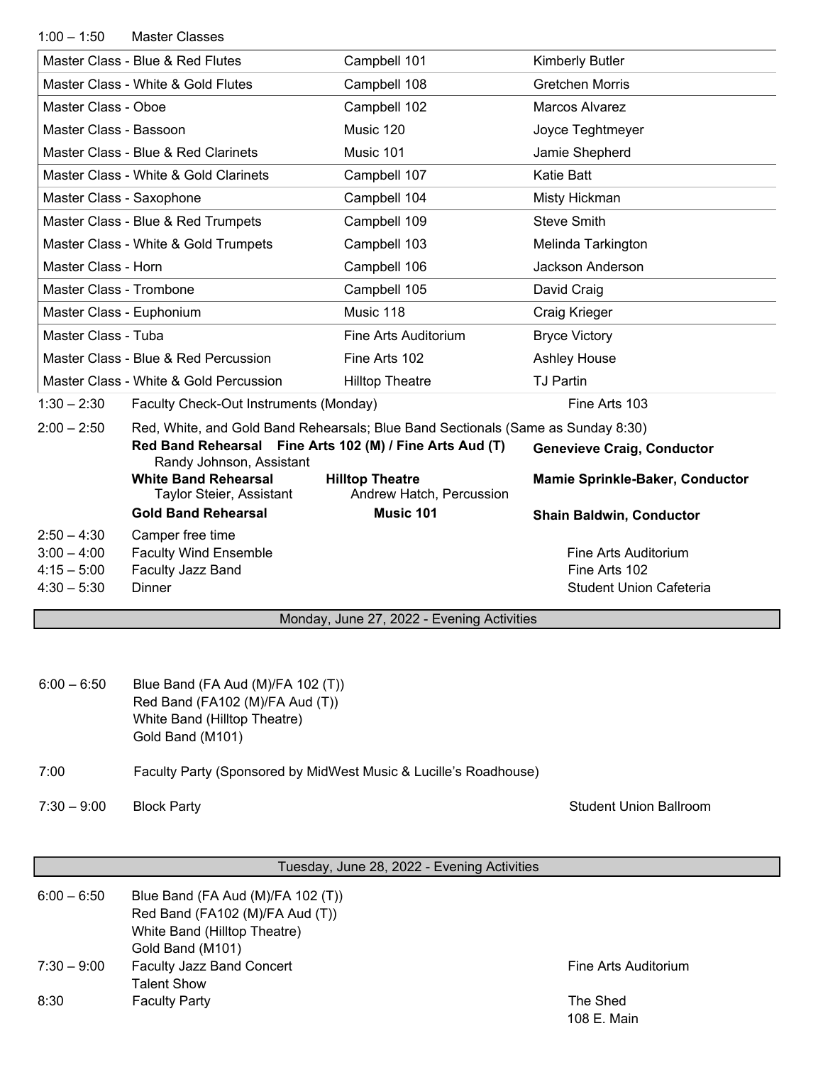1:00 – 1:50 Master Classes

| Master Class | Location | Instructor |
|---|---|---|
| Master Class - Blue & Red Flutes | Campbell 101 | Kimberly Butler |
| Master Class - White & Gold Flutes | Campbell 108 | Gretchen Morris |
| Master Class - Oboe | Campbell 102 | Marcos Alvarez |
| Master Class - Bassoon | Music 120 | Joyce Teghtmeyer |
| Master Class - Blue & Red Clarinets | Music 101 | Jamie Shepherd |
| Master Class - White & Gold Clarinets | Campbell 107 | Katie Batt |
| Master Class - Saxophone | Campbell 104 | Misty Hickman |
| Master Class - Blue & Red Trumpets | Campbell 109 | Steve Smith |
| Master Class - White & Gold Trumpets | Campbell 103 | Melinda Tarkington |
| Master Class - Horn | Campbell 106 | Jackson Anderson |
| Master Class - Trombone | Campbell 105 | David Craig |
| Master Class - Euphonium | Music 118 | Craig Krieger |
| Master Class - Tuba | Fine Arts Auditorium | Bryce Victory |
| Master Class - Blue & Red Percussion | Fine Arts 102 | Ashley House |
| Master Class - White & Gold Percussion | Hilltop Theatre | TJ Partin |

1:30 – 2:30 Faculty Check-Out Instruments (Monday) — Fine Arts 103

2:00 – 2:50 Red, White, and Gold Band Rehearsals; Blue Band Sectionals (Same as Sunday 8:30)

- **Red Band Rehearsal** — **Fine Arts 102 (M) / Fine Arts Aud (T)** — **Genevieve Craig, Conductor**
  Randy Johnson, Assistant
- **White Band Rehearsal** — **Hilltop Theatre** — **Mamie Sprinkle-Baker, Conductor**
  Taylor Steier, Assistant — Andrew Hatch, Percussion
- **Gold Band Rehearsal** — **Music 101** — **Shain Baldwin, Conductor**

2:50 – 4:30 Camper free time

3:00 – 4:00 Faculty Wind Ensemble — Fine Arts Auditorium

4:15 – 5:00 Faculty Jazz Band — Fine Arts 102

4:30 – 5:30 Dinner — Student Union Cafeteria

## Monday, June 27, 2022 - Evening Activities

6:00 – 6:50
- Blue Band (FA Aud (M)/FA 102 (T))
- Red Band (FA102 (M)/FA Aud (T))
- White Band (Hilltop Theatre)
- Gold Band (M101)

7:00 Faculty Party (Sponsored by MidWest Music & Lucille's Roadhouse)

7:30 – 9:00 Block Party — Student Union Ballroom

## Tuesday, June 28, 2022 - Evening Activities

6:00 – 6:50
- Blue Band (FA Aud (M)/FA 102 (T))
- Red Band (FA102 (M)/FA Aud (T))
- White Band (Hilltop Theatre)
- Gold Band (M101)

7:30 – 9:00 Faculty Jazz Band Concert — Fine Arts Auditorium
Talent Show

8:30 Faculty Party — The Shed, 108 E. Main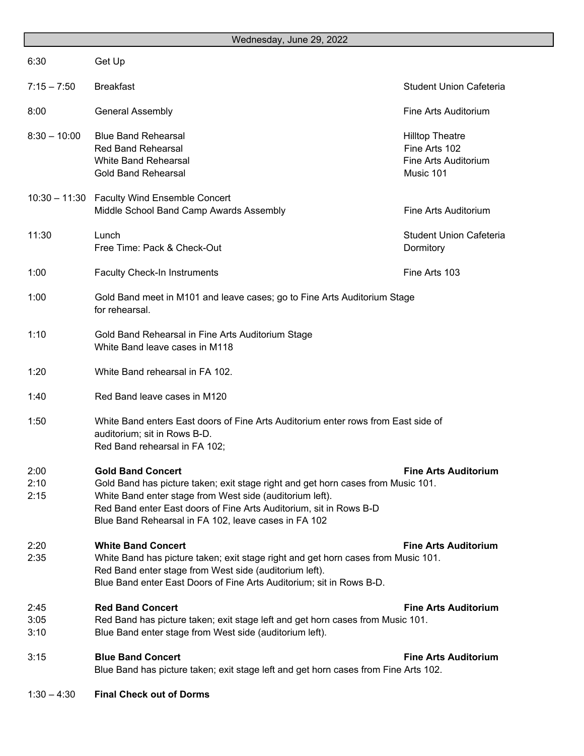## Wednesday, June 29, 2022

| | | |
|---|---|---|
| 6:30 | Get Up | |
| 7:15 – 7:50 | Breakfast | Student Union Cafeteria |
| 8:00 | General Assembly | Fine Arts Auditorium |
| 8:30 – 10:00 | Blue Band Rehearsal<br>Red Band Rehearsal<br>White Band Rehearsal<br>Gold Band Rehearsal | Hilltop Theatre<br>Fine Arts 102<br>Fine Arts Auditorium<br>Music 101 |
| 10:30 – 11:30 | Faculty Wind Ensemble Concert<br>Middle School Band Camp Awards Assembly | Fine Arts Auditorium |
| 11:30 | Lunch<br>Free Time: Pack & Check-Out | Student Union Cafeteria<br>Dormitory |
| 1:00 | Faculty Check-In Instruments | Fine Arts 103 |
| 1:00 | Gold Band meet in M101 and leave cases; go to Fine Arts Auditorium Stage for rehearsal. | |
| 1:10 | Gold Band Rehearsal in Fine Arts Auditorium Stage<br>White Band leave cases in M118 | |
| 1:20 | White Band rehearsal in FA 102. | |
| 1:40 | Red Band leave cases in M120 | |
| 1:50 | White Band enters East doors of Fine Arts Auditorium enter rows from East side of auditorium; sit in Rows B-D.<br>Red Band rehearsal in FA 102; | |
| 2:00 | **Gold Band Concert** | **Fine Arts Auditorium** |
| 2:10 | Gold Band has picture taken; exit stage right and get horn cases from Music 101. | |
| 2:15 | White Band enter stage from West side (auditorium left).<br>Red Band enter East doors of Fine Arts Auditorium, sit in Rows B-D<br>Blue Band Rehearsal in FA 102, leave cases in FA 102 | |
| 2:20 | **White Band Concert** | **Fine Arts Auditorium** |
| 2:35 | White Band has picture taken; exit stage right and get horn cases from Music 101.<br>Red Band enter stage from West side (auditorium left).<br>Blue Band enter East Doors of Fine Arts Auditorium; sit in Rows B-D. | |
| 2:45 | **Red Band Concert** | **Fine Arts Auditorium** |
| 3:05 | Red Band has picture taken; exit stage left and get horn cases from Music 101. | |
| 3:10 | Blue Band enter stage from West side (auditorium left). | |
| 3:15 | **Blue Band Concert**<br>Blue Band has picture taken; exit stage left and get horn cases from Fine Arts 102. | **Fine Arts Auditorium** |
| 1:30 – 4:30 | **Final Check out of Dorms** | |